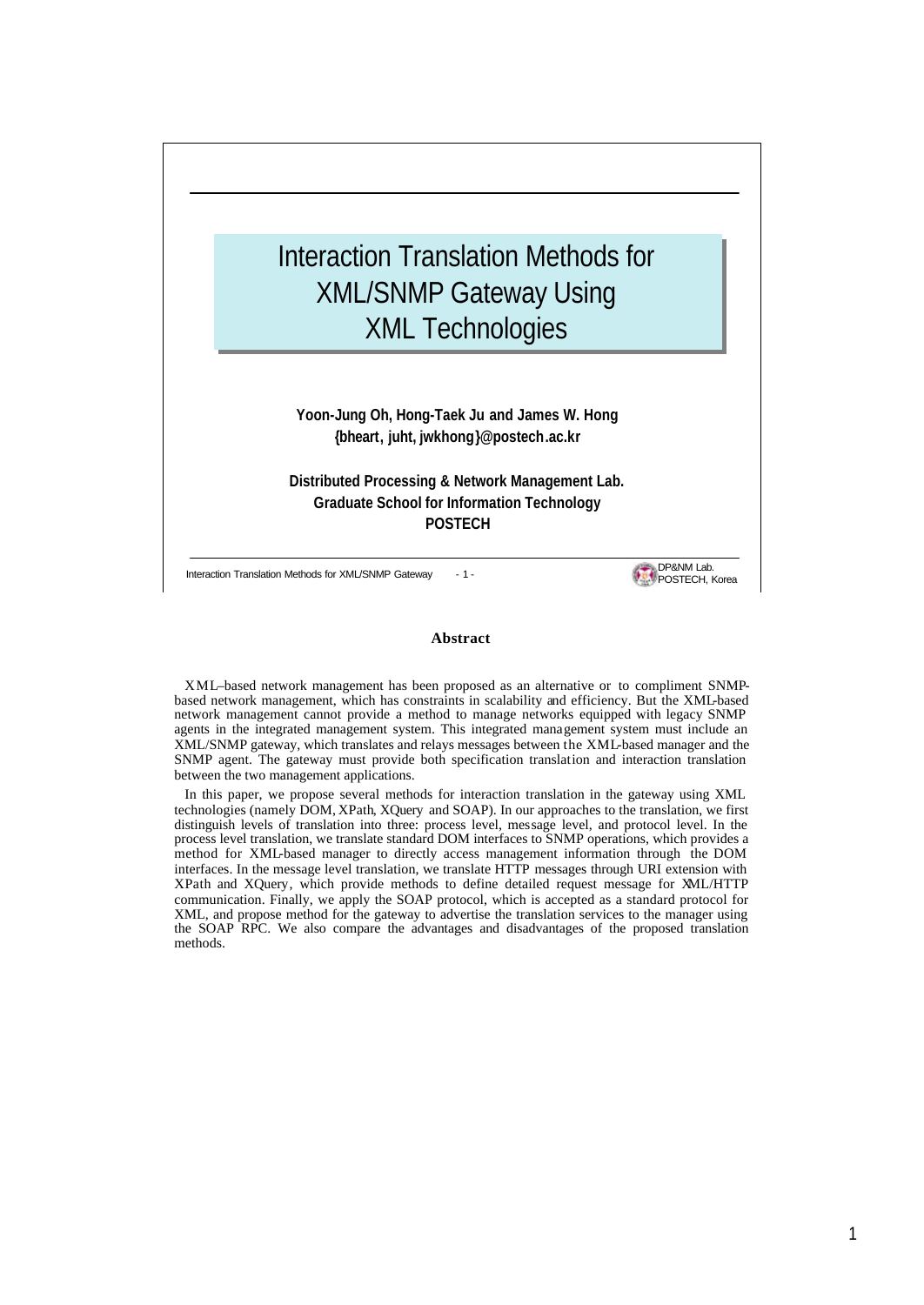# Interaction Translation Methods for XML/SNMP Gateway Using XML Technologies

**Yoon-Jung Oh, Hong-Taek Ju and James W. Hong**
**{bheart, juht, jwkhong}@postech.ac.kr**

**Distributed Processing & Network Management Lab.**
**Graduate School for Information Technology**
**POSTECH**

### Abstract

XML–based network management has been proposed as an alternative or to compliment SNMP-based network management, which has constraints in scalability and efficiency. But the XML-based network management cannot provide a method to manage networks equipped with legacy SNMP agents in the integrated management system. This integrated management system must include an XML/SNMP gateway, which translates and relays messages between the XML-based manager and the SNMP agent. The gateway must provide both specification translation and interaction translation between the two management applications.

In this paper, we propose several methods for interaction translation in the gateway using XML technologies (namely DOM, XPath, XQuery and SOAP). In our approaches to the translation, we first distinguish levels of translation into three: process level, message level, and protocol level. In the process level translation, we translate standard DOM interfaces to SNMP operations, which provides a method for XML-based manager to directly access management information through the DOM interfaces. In the message level translation, we translate HTTP messages through URI extension with XPath and XQuery, which provide methods to define detailed request message for XML/HTTP communication. Finally, we apply the SOAP protocol, which is accepted as a standard protocol for XML, and propose method for the gateway to advertise the translation services to the manager using the SOAP RPC. We also compare the advantages and disadvantages of the proposed translation methods.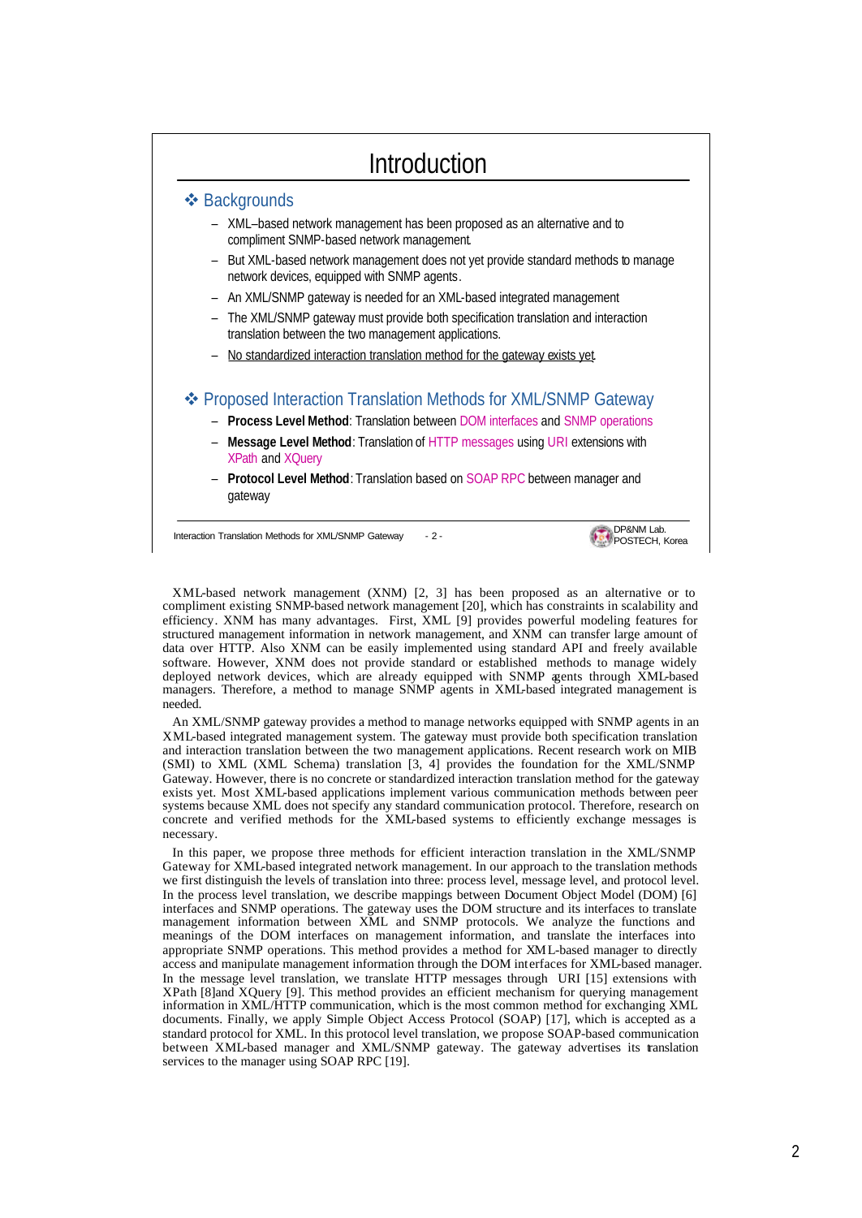# Introduction

❖ Backgrounds

- XML–based network management has been proposed as an alternative and to compliment SNMP-based network management.
- But XML-based network management does not yet provide standard methods to manage network devices, equipped with SNMP agents.
- An XML/SNMP gateway is needed for an XML-based integrated management
- The XML/SNMP gateway must provide both specification translation and interaction translation between the two management applications.
- No standardized interaction translation method for the gateway exists yet.

❖ Proposed Interaction Translation Methods for XML/SNMP Gateway

- **Process Level Method**: Translation between DOM interfaces and SNMP operations
- **Message Level Method**: Translation of HTTP messages using URI extensions with XPath and XQuery
- **Protocol Level Method**: Translation based on SOAP RPC between manager and gateway

XML-based network management (XNM) [2, 3] has been proposed as an alternative or to compliment existing SNMP-based network management [20], which has constraints in scalability and efficiency. XNM has many advantages. First, XML [9] provides powerful modeling features for structured management information in network management, and XNM can transfer large amount of data over HTTP. Also XNM can be easily implemented using standard API and freely available software. However, XNM does not provide standard or established methods to manage widely deployed network devices, which are already equipped with SNMP agents through XML-based managers. Therefore, a method to manage SNMP agents in XML-based integrated management is needed.

An XML/SNMP gateway provides a method to manage networks equipped with SNMP agents in an XML-based integrated management system. The gateway must provide both specification translation and interaction translation between the two management applications. Recent research work on MIB (SMI) to XML (XML Schema) translation [3, 4] provides the foundation for the XML/SNMP Gateway. However, there is no concrete or standardized interaction translation method for the gateway exists yet. Most XML-based applications implement various communication methods between peer systems because XML does not specify any standard communication protocol. Therefore, research on concrete and verified methods for the XML-based systems to efficiently exchange messages is necessary.

In this paper, we propose three methods for efficient interaction translation in the XML/SNMP Gateway for XML-based integrated network management. In our approach to the translation methods we first distinguish the levels of translation into three: process level, message level, and protocol level. In the process level translation, we describe mappings between Document Object Model (DOM) [6] interfaces and SNMP operations. The gateway uses the DOM structure and its interfaces to translate management information between XML and SNMP protocols. We analyze the functions and meanings of the DOM interfaces on management information, and translate the interfaces into appropriate SNMP operations. This method provides a method for XML-based manager to directly access and manipulate management information through the DOM interfaces for XML-based manager. In the message level translation, we translate HTTP messages through URI [15] extensions with XPath [8]and XQuery [9]. This method provides an efficient mechanism for querying management information in XML/HTTP communication, which is the most common method for exchanging XML documents. Finally, we apply Simple Object Access Protocol (SOAP) [17], which is accepted as a standard protocol for XML. In this protocol level translation, we propose SOAP-based communication between XML-based manager and XML/SNMP gateway. The gateway advertises its translation services to the manager using SOAP RPC [19].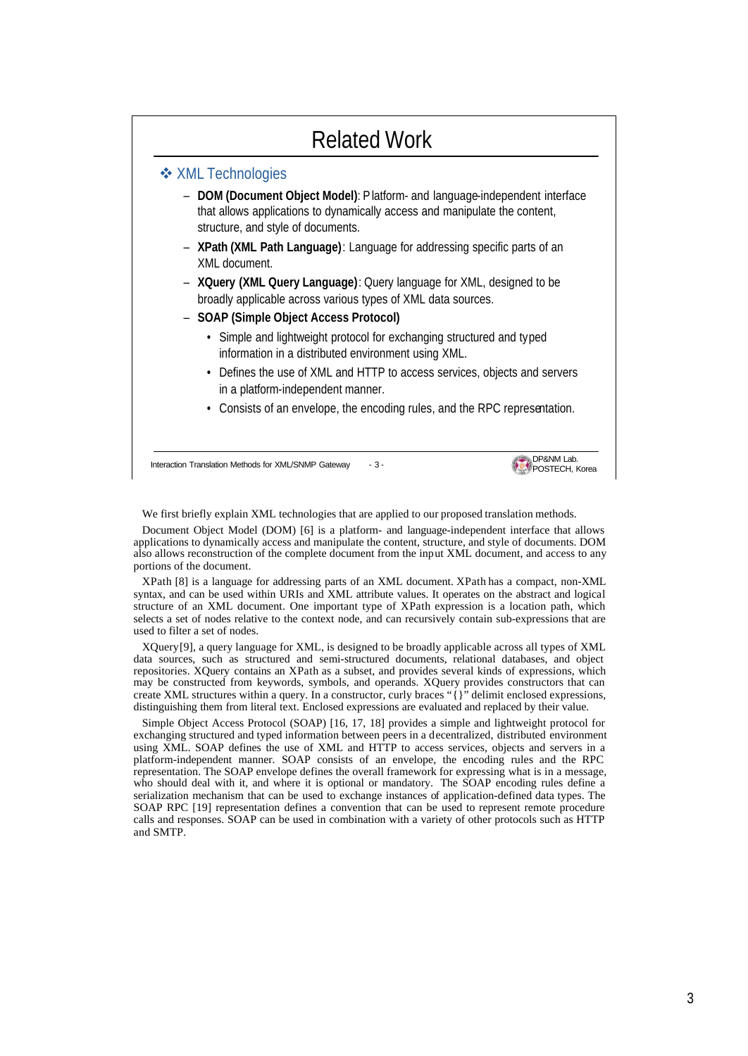## Related Work

❖ XML Technologies

- **DOM (Document Object Model)**: Platform- and language-independent interface that allows applications to dynamically access and manipulate the content, structure, and style of documents.
- **XPath (XML Path Language)**: Language for addressing specific parts of an XML document.
- **XQuery (XML Query Language)**: Query language for XML, designed to be broadly applicable across various types of XML data sources.
- **SOAP (Simple Object Access Protocol)**
  - Simple and lightweight protocol for exchanging structured and typed information in a distributed environment using XML.
  - Defines the use of XML and HTTP to access services, objects and servers in a platform-independent manner.
  - Consists of an envelope, the encoding rules, and the RPC representation.

Interaction Translation Methods for XML/SNMP Gateway - 3 - DP&NM Lab. POSTECH, Korea

We first briefly explain XML technologies that are applied to our proposed translation methods.

Document Object Model (DOM) [6] is a platform- and language-independent interface that allows applications to dynamically access and manipulate the content, structure, and style of documents. DOM also allows reconstruction of the complete document from the input XML document, and access to any portions of the document.

XPath [8] is a language for addressing parts of an XML document. XPath has a compact, non-XML syntax, and can be used within URIs and XML attribute values. It operates on the abstract and logical structure of an XML document. One important type of XPath expression is a location path, which selects a set of nodes relative to the context node, and can recursively contain sub-expressions that are used to filter a set of nodes.

XQuery[9], a query language for XML, is designed to be broadly applicable across all types of XML data sources, such as structured and semi-structured documents, relational databases, and object repositories. XQuery contains an XPath as a subset, and provides several kinds of expressions, which may be constructed from keywords, symbols, and operands. XQuery provides constructors that can create XML structures within a query. In a constructor, curly braces "{}" delimit enclosed expressions, distinguishing them from literal text. Enclosed expressions are evaluated and replaced by their value.

Simple Object Access Protocol (SOAP) [16, 17, 18] provides a simple and lightweight protocol for exchanging structured and typed information between peers in a decentralized, distributed environment using XML. SOAP defines the use of XML and HTTP to access services, objects and servers in a platform-independent manner. SOAP consists of an envelope, the encoding rules and the RPC representation. The SOAP envelope defines the overall framework for expressing what is in a message, who should deal with it, and where it is optional or mandatory. The SOAP encoding rules define a serialization mechanism that can be used to exchange instances of application-defined data types. The SOAP RPC [19] representation defines a convention that can be used to represent remote procedure calls and responses. SOAP can be used in combination with a variety of other protocols such as HTTP and SMTP.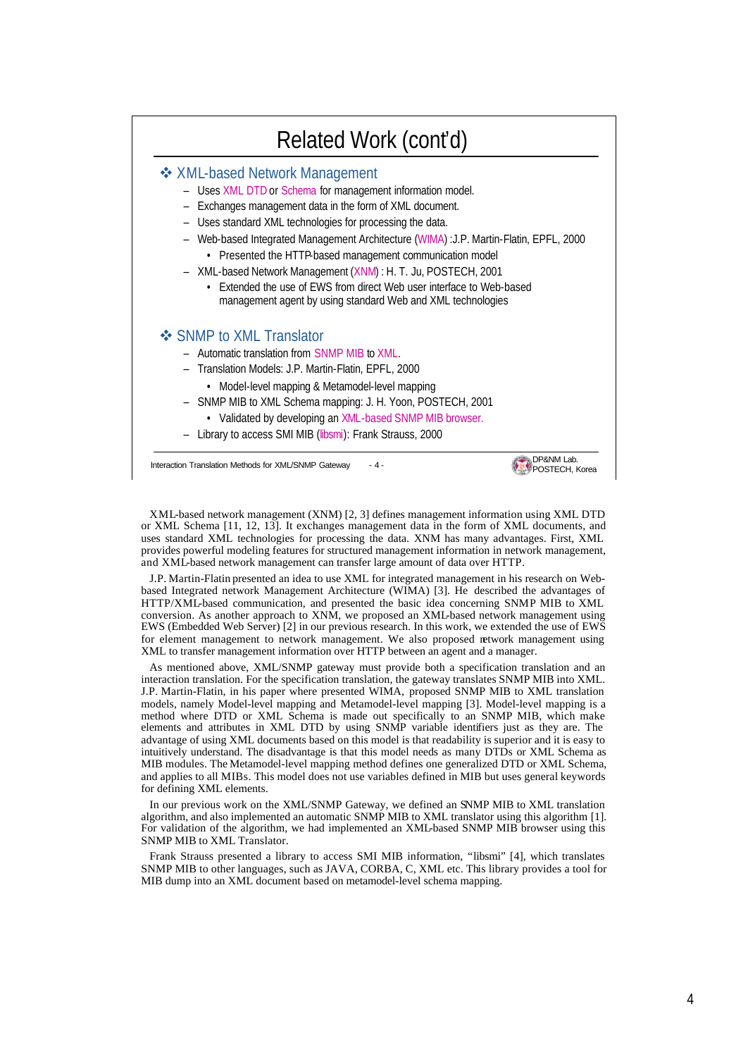## Related Work (cont'd)

- **XML-based Network Management**
  - Uses XML DTD or Schema for management information model.
  - Exchanges management data in the form of XML document.
  - Uses standard XML technologies for processing the data.
  - Web-based Integrated Management Architecture (WIMA) :J.P. Martin-Flatin, EPFL, 2000
    - Presented the HTTP-based management communication model
  - XML-based Network Management (XNM) : H. T. Ju, POSTECH, 2001
    - Extended the use of EWS from direct Web user interface to Web-based management agent by using standard Web and XML technologies
- **SNMP to XML Translator**
  - Automatic translation from SNMP MIB to XML.
  - Translation Models: J.P. Martin-Flatin, EPFL, 2000
    - Model-level mapping & Metamodel-level mapping
  - SNMP MIB to XML Schema mapping: J. H. Yoon, POSTECH, 2001
    - Validated by developing an XML-based SNMP MIB browser.
  - Library to access SMI MIB (libsmi): Frank Strauss, 2000

Interaction Translation Methods for XML/SNMP Gateway - 4 - DP&NM Lab. POSTECH, Korea

XML-based network management (XNM) [2, 3] defines management information using XML DTD or XML Schema [11, 12, 13]. It exchanges management data in the form of XML documents, and uses standard XML technologies for processing the data. XNM has many advantages. First, XML provides powerful modeling features for structured management information in network management, and XML-based network management can transfer large amount of data over HTTP.

J.P. Martin-Flatin presented an idea to use XML for integrated management in his research on Web-based Integrated network Management Architecture (WIMA) [3]. He described the advantages of HTTP/XML-based communication, and presented the basic idea concerning SNMP MIB to XML conversion. As another approach to XNM, we proposed an XML-based network management using EWS (Embedded Web Server) [2] in our previous research. In this work, we extended the use of EWS for element management to network management. We also proposed network management using XML to transfer management information over HTTP between an agent and a manager.

As mentioned above, XML/SNMP gateway must provide both a specification translation and an interaction translation. For the specification translation, the gateway translates SNMP MIB into XML. J.P. Martin-Flatin, in his paper where presented WIMA, proposed SNMP MIB to XML translation models, namely Model-level mapping and Metamodel-level mapping [3]. Model-level mapping is a method where DTD or XML Schema is made out specifically to an SNMP MIB, which make elements and attributes in XML DTD by using SNMP variable identifiers just as they are. The advantage of using XML documents based on this model is that readability is superior and it is easy to intuitively understand. The disadvantage is that this model needs as many DTDs or XML Schema as MIB modules. The Metamodel-level mapping method defines one generalized DTD or XML Schema, and applies to all MIBs. This model does not use variables defined in MIB but uses general keywords for defining XML elements.

In our previous work on the XML/SNMP Gateway, we defined an SNMP MIB to XML translation algorithm, and also implemented an automatic SNMP MIB to XML translator using this algorithm [1]. For validation of the algorithm, we had implemented an XML-based SNMP MIB browser using this SNMP MIB to XML Translator.

Frank Strauss presented a library to access SMI MIB information, "libsmi" [4], which translates SNMP MIB to other languages, such as JAVA, CORBA, C, XML etc. This library provides a tool for MIB dump into an XML document based on metamodel-level schema mapping.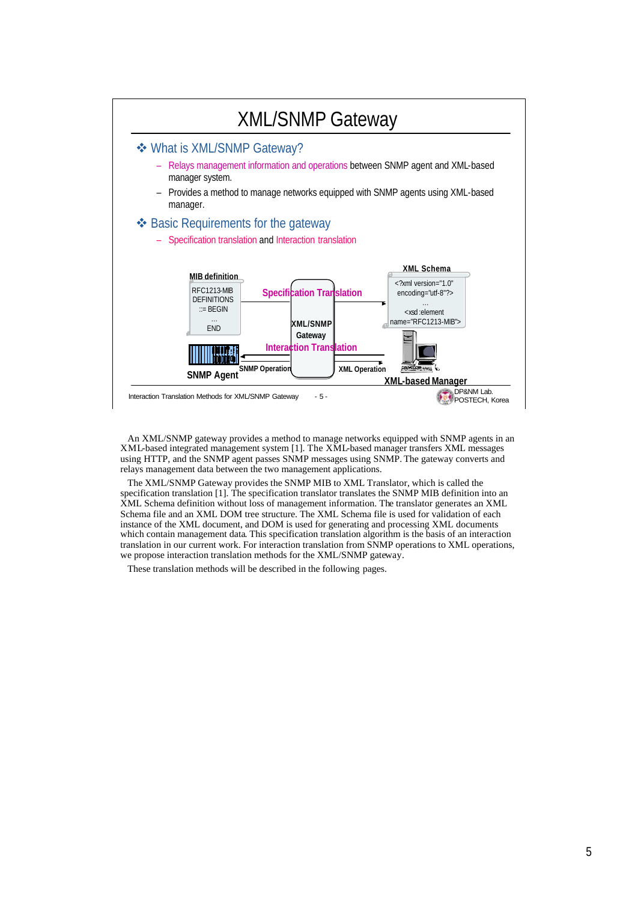## XML/SNMP Gateway

❖ What is XML/SNMP Gateway?

- Relays management information and operations between SNMP agent and XML-based manager system.
- Provides a method to manage networks equipped with SNMP agents using XML-based manager.

❖ Basic Requirements for the gateway

- Specification translation and Interaction translation

MIB definition

RFC1213-MIB DEFINITIONS ::= BEGIN ... END

Specification Translation

XML Schema

<?xml version="1.0" encoding="utf-8"?> ... <xsd:element name="RFC1213-MIB">

XML/SNMP Gateway

Interaction Translation

SNMP Agent — SNMP Operation

XML Operation — XML-based Manager

Interaction Translation Methods for XML/SNMP Gateway - 5 -

DP&NM Lab. POSTECH, Korea

An XML/SNMP gateway provides a method to manage networks equipped with SNMP agents in an XML-based integrated management system [1]. The XML-based manager transfers XML messages using HTTP, and the SNMP agent passes SNMP messages using SNMP. The gateway converts and relays management data between the two management applications.

The XML/SNMP Gateway provides the SNMP MIB to XML Translator, which is called the specification translation [1]. The specification translator translates the SNMP MIB definition into an XML Schema definition without loss of management information. The translator generates an XML Schema file and an XML DOM tree structure. The XML Schema file is used for validation of each instance of the XML document, and DOM is used for generating and processing XML documents which contain management data. This specification translation algorithm is the basis of an interaction translation in our current work. For interaction translation from SNMP operations to XML operations, we propose interaction translation methods for the XML/SNMP gateway.

These translation methods will be described in the following pages.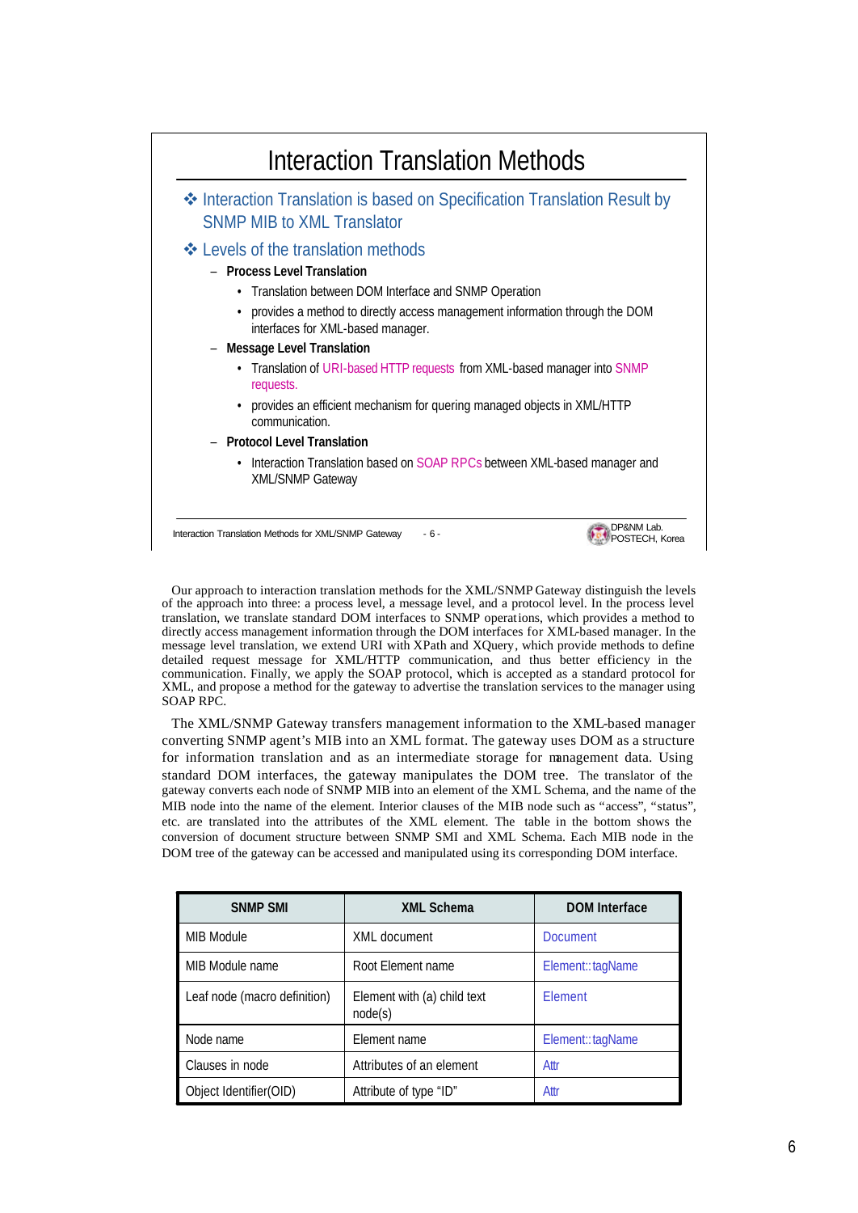## Interaction Translation Methods

- Interaction Translation is based on Specification Translation Result by SNMP MIB to XML Translator
- Levels of the translation methods
  - **Process Level Translation**
    - Translation between DOM Interface and SNMP Operation
    - provides a method to directly access management information through the DOM interfaces for XML-based manager.
  - **Message Level Translation**
    - Translation of URI-based HTTP requests from XML-based manager into SNMP requests.
    - provides an efficient mechanism for quering managed objects in XML/HTTP communication.
  - **Protocol Level Translation**
    - Interaction Translation based on SOAP RPCs between XML-based manager and XML/SNMP Gateway

Interaction Translation Methods for XML/SNMP Gateway - 6 -

DP&NM Lab.
POSTECH, Korea

Our approach to interaction translation methods for the XML/SNMP Gateway distinguish the levels of the approach into three: a process level, a message level, and a protocol level. In the process level translation, we translate standard DOM interfaces to SNMP operations, which provides a method to directly access management information through the DOM interfaces for XML-based manager. In the message level translation, we extend URI with XPath and XQuery, which provide methods to define detailed request message for XML/HTTP communication, and thus better efficiency in the communication. Finally, we apply the SOAP protocol, which is accepted as a standard protocol for XML, and propose a method for the gateway to advertise the translation services to the manager using SOAP RPC.

The XML/SNMP Gateway transfers management information to the XML-based manager converting SNMP agent's MIB into an XML format. The gateway uses DOM as a structure for information translation and as an intermediate storage for management data. Using standard DOM interfaces, the gateway manipulates the DOM tree. The translator of the gateway converts each node of SNMP MIB into an element of the XML Schema, and the name of the MIB node into the name of the element. Interior clauses of the MIB node such as "access", "status", etc. are translated into the attributes of the XML element. The table in the bottom shows the conversion of document structure between SNMP SMI and XML Schema. Each MIB node in the DOM tree of the gateway can be accessed and manipulated using its corresponding DOM interface.

| SNMP SMI | XML Schema | DOM Interface |
|---|---|---|
| MIB Module | XML document | Document |
| MIB Module name | Root Element name | Element::tagName |
| Leaf node (macro definition) | Element with (a) child text node(s) | Element |
| Node name | Element name | Element::tagName |
| Clauses in node | Attributes of an element | Attr |
| Object Identifier(OID) | Attribute of type "ID" | Attr |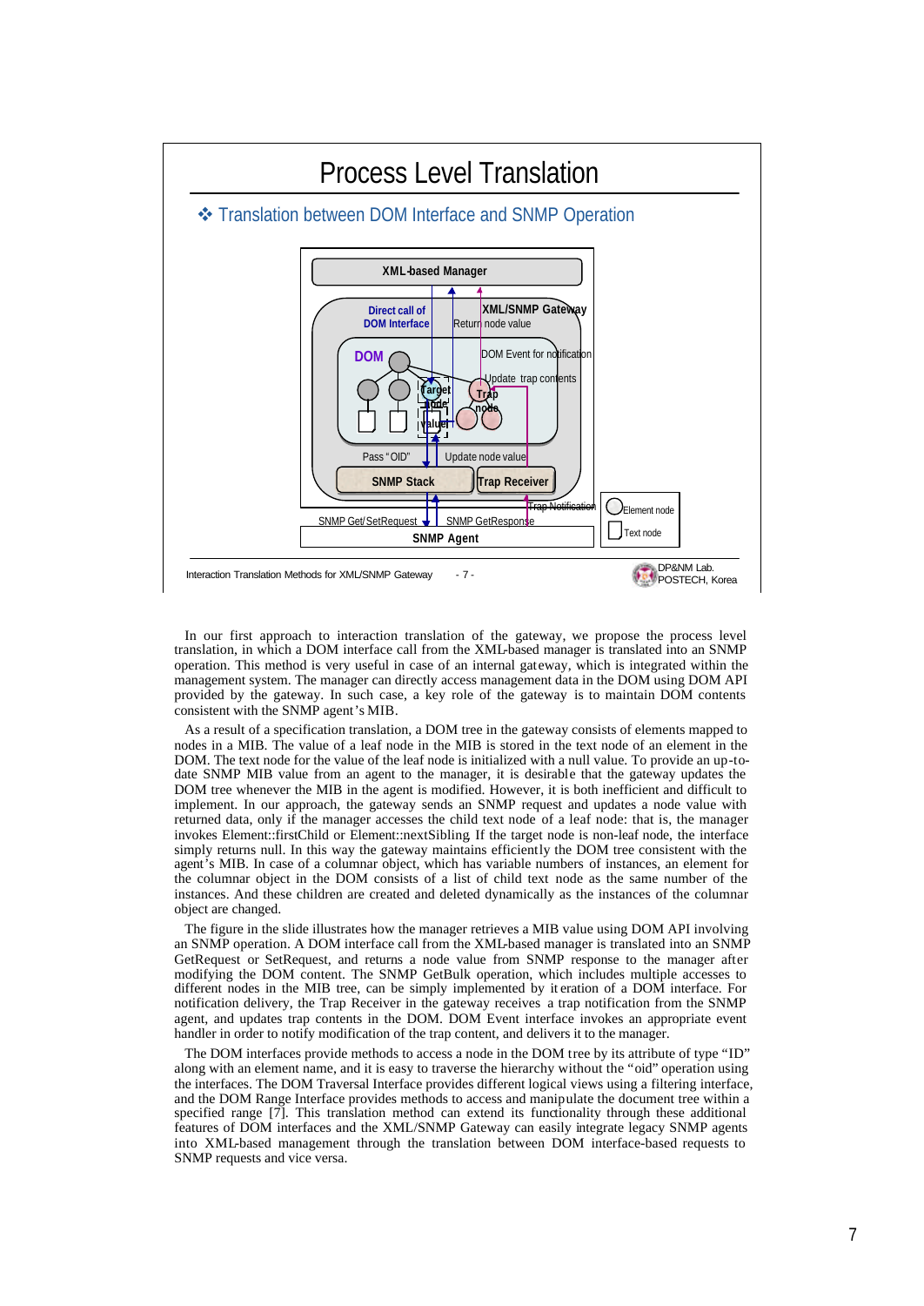# Process Level Translation

❖ Translation between DOM Interface and SNMP Operation

XML-based Manager

Direct call of DOM Interface

XML/SNMP Gateway

Return node value

DOM

DOM Event for notification

Update trap contents

Target node

Trap node

value

Pass "OID"

Update node value

SNMP Stack

Trap Receiver

Trap Notification

SNMP Get/SetRequest

SNMP GetResponse

SNMP Agent

Element node

Text node

Interaction Translation Methods for XML/SNMP Gateway - 7 -

DP&NM Lab. POSTECH, Korea

In our first approach to interaction translation of the gateway, we propose the process level translation, in which a DOM interface call from the XML-based manager is translated into an SNMP operation. This method is very useful in case of an internal gateway, which is integrated within the management system. The manager can directly access management data in the DOM using DOM API provided by the gateway. In such case, a key role of the gateway is to maintain DOM contents consistent with the SNMP agent's MIB.

As a result of a specification translation, a DOM tree in the gateway consists of elements mapped to nodes in a MIB. The value of a leaf node in the MIB is stored in the text node of an element in the DOM. The text node for the value of the leaf node is initialized with a null value. To provide an up-to-date SNMP MIB value from an agent to the manager, it is desirable that the gateway updates the DOM tree whenever the MIB in the agent is modified. However, it is both inefficient and difficult to implement. In our approach, the gateway sends an SNMP request and updates a node value with returned data, only if the manager accesses the child text node of a leaf node: that is, the manager invokes Element::firstChild or Element::nextSibling. If the target node is non-leaf node, the interface simply returns null. In this way the gateway maintains efficiently the DOM tree consistent with the agent's MIB. In case of a columnar object, which has variable numbers of instances, an element for the columnar object in the DOM consists of a list of child text node as the same number of the instances. And these children are created and deleted dynamically as the instances of the columnar object are changed.

The figure in the slide illustrates how the manager retrieves a MIB value using DOM API involving an SNMP operation. A DOM interface call from the XML-based manager is translated into an SNMP GetRequest or SetRequest, and returns a node value from SNMP response to the manager after modifying the DOM content. The SNMP GetBulk operation, which includes multiple accesses to different nodes in the MIB tree, can be simply implemented by iteration of a DOM interface. For notification delivery, the Trap Receiver in the gateway receives a trap notification from the SNMP agent, and updates trap contents in the DOM. DOM Event interface invokes an appropriate event handler in order to notify modification of the trap content, and delivers it to the manager.

The DOM interfaces provide methods to access a node in the DOM tree by its attribute of type "ID" along with an element name, and it is easy to traverse the hierarchy without the "oid" operation using the interfaces. The DOM Traversal Interface provides different logical views using a filtering interface, and the DOM Range Interface provides methods to access and manipulate the document tree within a specified range [7]. This translation method can extend its functionality through these additional features of DOM interfaces and the XML/SNMP Gateway can easily integrate legacy SNMP agents into XML-based management through the translation between DOM interface-based requests to SNMP requests and vice versa.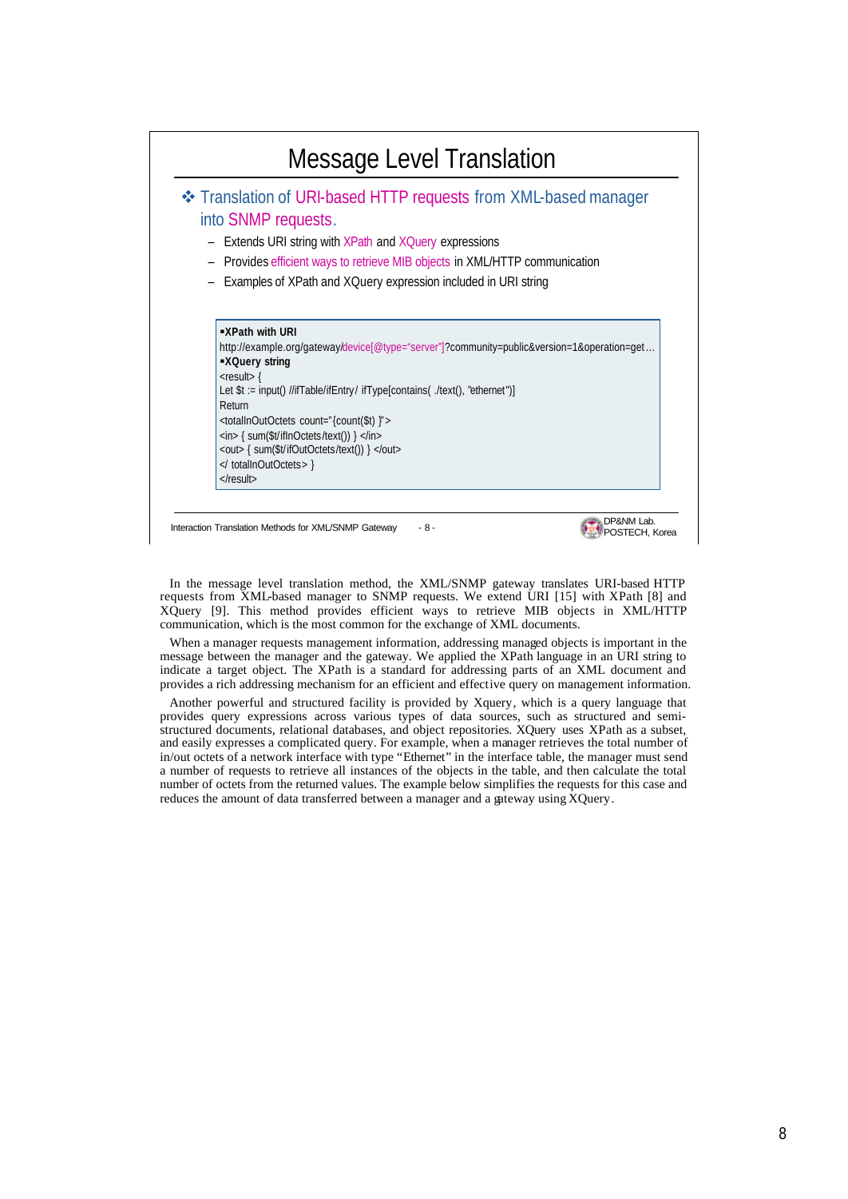## Message Level Translation

❖ Translation of URI-based HTTP requests from XML-based manager into SNMP requests.

– Extends URI string with XPath and XQuery expressions
– Provides efficient ways to retrieve MIB objects in XML/HTTP communication
– Examples of XPath and XQuery expression included in URI string

```
▪XPath with URI
http://example.org/gateway/device[@type="server"]?community=public&version=1&operation=get…
▪XQuery string
<result> {
Let $t := input() //ifTable/ifEntry/ ifType[contains( ./text(), "ethernet")]
Return
<totalInOutOctets count="{count($t) }">
<in> { sum($t/ifInOctets/text()) } </in>
<out> { sum($t/ifOutOctets/text()) } </out>
</ totalInOutOctets> }
</result>
```

Interaction Translation Methods for XML/SNMP Gateway - 8 - DP&NM Lab. POSTECH, Korea

In the message level translation method, the XML/SNMP gateway translates URI-based HTTP requests from XML-based manager to SNMP requests. We extend URI [15] with XPath [8] and XQuery [9]. This method provides efficient ways to retrieve MIB objects in XML/HTTP communication, which is the most common for the exchange of XML documents.

When a manager requests management information, addressing managed objects is important in the message between the manager and the gateway. We applied the XPath language in an URI string to indicate a target object. The XPath is a standard for addressing parts of an XML document and provides a rich addressing mechanism for an efficient and effective query on management information.

Another powerful and structured facility is provided by Xquery, which is a query language that provides query expressions across various types of data sources, such as structured and semi-structured documents, relational databases, and object repositories. XQuery uses XPath as a subset, and easily expresses a complicated query. For example, when a manager retrieves the total number of in/out octets of a network interface with type "Ethernet" in the interface table, the manager must send a number of requests to retrieve all instances of the objects in the table, and then calculate the total number of octets from the returned values. The example below simplifies the requests for this case and reduces the amount of data transferred between a manager and a gateway using XQuery.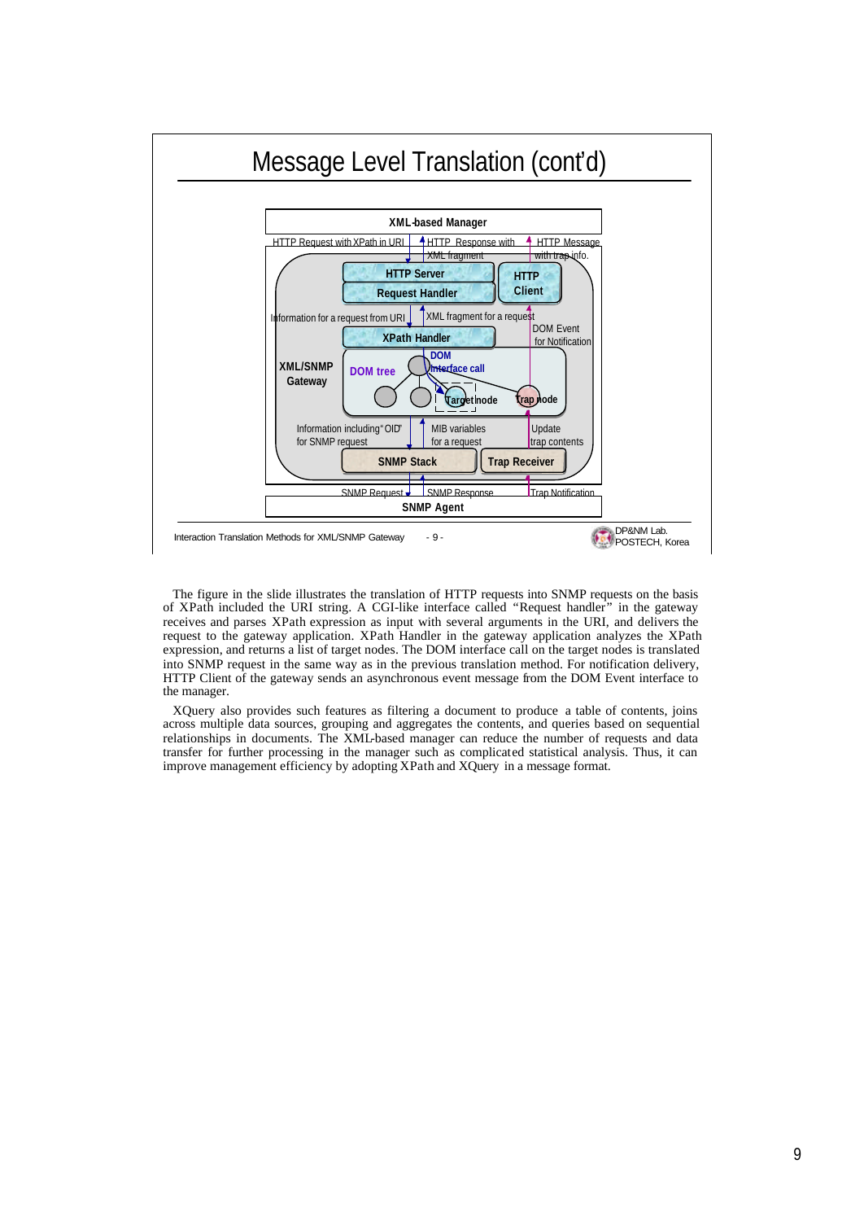# Message Level Translation (cont'd)

XML-based Manager

HTTP Request with XPath in URI | HTTP Response with XML fragment | HTTP Message with trap info.

HTTP Server | Request Handler | HTTP Client

Information for a request from URI | XML fragment for a request | DOM Event for Notification

XPath Handler

XML/SNMP Gateway | DOM tree | DOM Interface call | Target node | Trap node

Information including "OID" for SNMP request | MIB variables for a request | Update trap contents

SNMP Stack | Trap Receiver

SNMP Request | SNMP Response | Trap Notification

SNMP Agent

Interaction Translation Methods for XML/SNMP Gateway - 9 - DP&NM Lab. POSTECH, Korea

The figure in the slide illustrates the translation of HTTP requests into SNMP requests on the basis of XPath included the URI string. A CGI-like interface called "Request handler" in the gateway receives and parses XPath expression as input with several arguments in the URI, and delivers the request to the gateway application. XPath Handler in the gateway application analyzes the XPath expression, and returns a list of target nodes. The DOM interface call on the target nodes is translated into SNMP request in the same way as in the previous translation method. For notification delivery, HTTP Client of the gateway sends an asynchronous event message from the DOM Event interface to the manager.

XQuery also provides such features as filtering a document to produce a table of contents, joins across multiple data sources, grouping and aggregates the contents, and queries based on sequential relationships in documents. The XML-based manager can reduce the number of requests and data transfer for further processing in the manager such as complicated statistical analysis. Thus, it can improve management efficiency by adopting XPath and XQuery in a message format.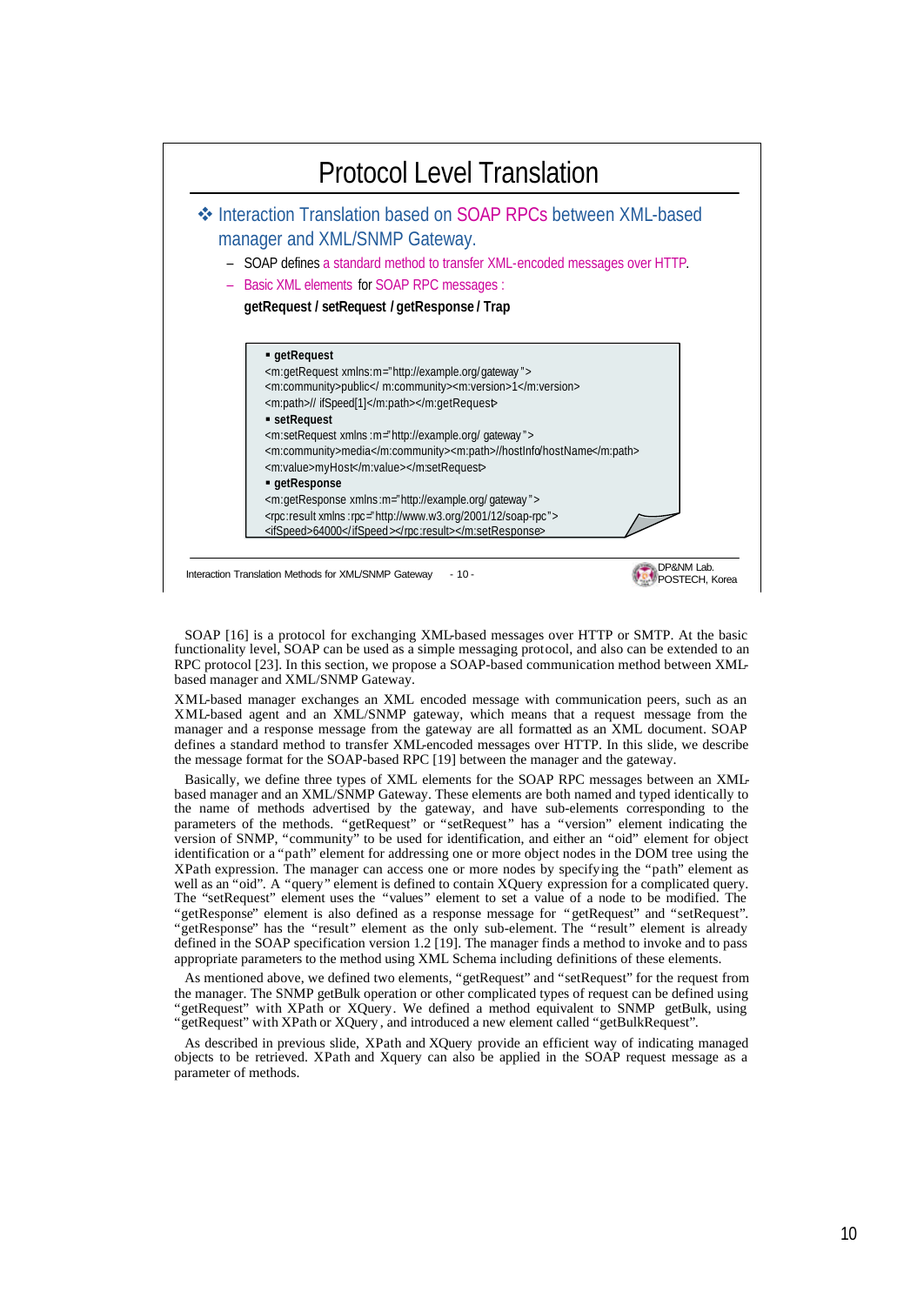# Protocol Level Translation

- Interaction Translation based on SOAP RPCs between XML-based manager and XML/SNMP Gateway.
  - SOAP defines a standard method to transfer XML-encoded messages over HTTP.
  - Basic XML elements for SOAP RPC messages :

    **getRequest / setRequest / getResponse / Trap**

```
▪ getRequest
<m:getRequest xmlns:m="http://example.org/gateway">
<m:community>public</ m:community><m:version>1</m:version>
<m:path>// ifSpeed[1]</m:path></m:getRequest>
▪ setRequest
<m:setRequest xmlns:m="http://example.org/ gateway">
<m:community>media</m:community><m:path>//hostInfo/hostName</m:path>
<m:value>myHost</m:value></m:setRequest>
▪ getResponse
<m:getResponse xmlns:m="http://example.org/ gateway">
<rpc:result xmlns:rpc="http://www.w3.org/2001/12/soap-rpc">
<ifSpeed>64000</ifSpeed></rpc:result></m:setResponse>
```

Interaction Translation Methods for XML/SNMP Gateway - 10 - DP&NM Lab. POSTECH, Korea

SOAP [16] is a protocol for exchanging XML-based messages over HTTP or SMTP. At the basic functionality level, SOAP can be used as a simple messaging protocol, and also can be extended to an RPC protocol [23]. In this section, we propose a SOAP-based communication method between XML-based manager and XML/SNMP Gateway.

XML-based manager exchanges an XML encoded message with communication peers, such as an XML-based agent and an XML/SNMP gateway, which means that a request message from the manager and a response message from the gateway are all formatted as an XML document. SOAP defines a standard method to transfer XML-encoded messages over HTTP. In this slide, we describe the message format for the SOAP-based RPC [19] between the manager and the gateway.

Basically, we define three types of XML elements for the SOAP RPC messages between an XML-based manager and an XML/SNMP Gateway. These elements are both named and typed identically to the name of methods advertised by the gateway, and have sub-elements corresponding to the parameters of the methods. "getRequest" or "setRequest" has a "version" element indicating the version of SNMP, "community" to be used for identification, and either an "oid" element for object identification or a "path" element for addressing one or more object nodes in the DOM tree using the XPath expression. The manager can access one or more nodes by specifying the "path" element as well as an "oid". A "query" element is defined to contain XQuery expression for a complicated query. The "setRequest" element uses the "values" element to set a value of a node to be modified. The "getResponse" element is also defined as a response message for "getRequest" and "setRequest". "getResponse" has the "result" element as the only sub-element. The "result" element is already defined in the SOAP specification version 1.2 [19]. The manager finds a method to invoke and to pass appropriate parameters to the method using XML Schema including definitions of these elements.

As mentioned above, we defined two elements, "getRequest" and "setRequest" for the request from the manager. The SNMP getBulk operation or other complicated types of request can be defined using "getRequest" with XPath or XQuery. We defined a method equivalent to SNMP getBulk, using "getRequest" with XPath or XQuery, and introduced a new element called "getBulkRequest".

As described in previous slide, XPath and XQuery provide an efficient way of indicating managed objects to be retrieved. XPath and Xquery can also be applied in the SOAP request message as a parameter of methods.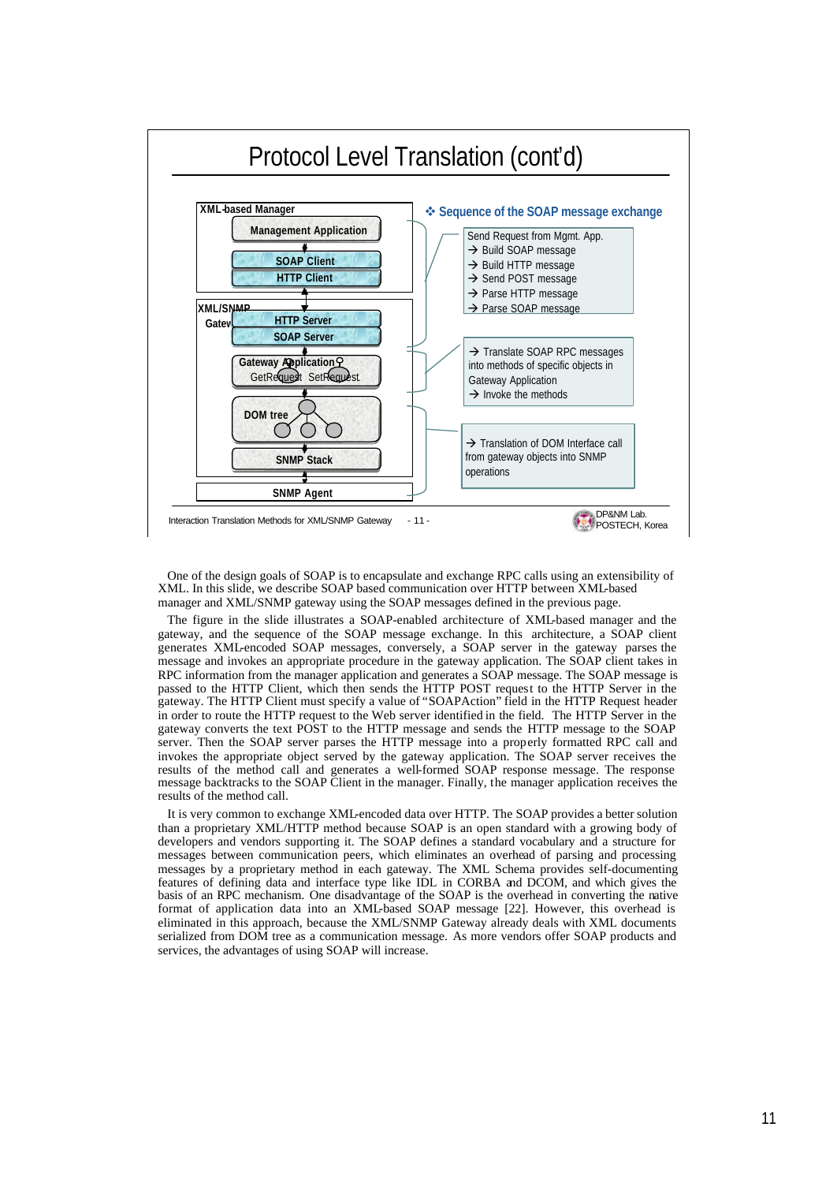# Protocol Level Translation (cont'd)

**XML-based Manager**

- Management Application
- SOAP Client
- HTTP Client

**XML/SNMP Gateway**

- HTTP Server
- SOAP Server
- Gateway Application (GetRequest, SetRequest)
- DOM tree
- SNMP Stack

**SNMP Agent**

❖ **Sequence of the SOAP message exchange**

Send Request from Mgmt. App.
→ Build SOAP message
→ Build HTTP message
→ Send POST message
→ Parse HTTP message
→ Parse SOAP message

→ Translate SOAP RPC messages into methods of specific objects in Gateway Application
→ Invoke the methods

→ Translation of DOM Interface call from gateway objects into SNMP operations

Interaction Translation Methods for XML/SNMP Gateway - 11 - DP&NM Lab. POSTECH, Korea

One of the design goals of SOAP is to encapsulate and exchange RPC calls using an extensibility of XML. In this slide, we describe SOAP based communication over HTTP between XML-based manager and XML/SNMP gateway using the SOAP messages defined in the previous page.

The figure in the slide illustrates a SOAP-enabled architecture of XML-based manager and the gateway, and the sequence of the SOAP message exchange. In this architecture, a SOAP client generates XML-encoded SOAP messages, conversely, a SOAP server in the gateway parses the message and invokes an appropriate procedure in the gateway application. The SOAP client takes in RPC information from the manager application and generates a SOAP message. The SOAP message is passed to the HTTP Client, which then sends the HTTP POST request to the HTTP Server in the gateway. The HTTP Client must specify a value of "SOAPAction" field in the HTTP Request header in order to route the HTTP request to the Web server identified in the field. The HTTP Server in the gateway converts the text POST to the HTTP message and sends the HTTP message to the SOAP server. Then the SOAP server parses the HTTP message into a properly formatted RPC call and invokes the appropriate object served by the gateway application. The SOAP server receives the results of the method call and generates a well-formed SOAP response message. The response message backtracks to the SOAP Client in the manager. Finally, the manager application receives the results of the method call.

It is very common to exchange XML-encoded data over HTTP. The SOAP provides a better solution than a proprietary XML/HTTP method because SOAP is an open standard with a growing body of developers and vendors supporting it. The SOAP defines a standard vocabulary and a structure for messages between communication peers, which eliminates an overhead of parsing and processing messages by a proprietary method in each gateway. The XML Schema provides self-documenting features of defining data and interface type like IDL in CORBA and DCOM, and which gives the basis of an RPC mechanism. One disadvantage of the SOAP is the overhead in converting the native format of application data into an XML-based SOAP message [22]. However, this overhead is eliminated in this approach, because the XML/SNMP Gateway already deals with XML documents serialized from DOM tree as a communication message. As more vendors offer SOAP products and services, the advantages of using SOAP will increase.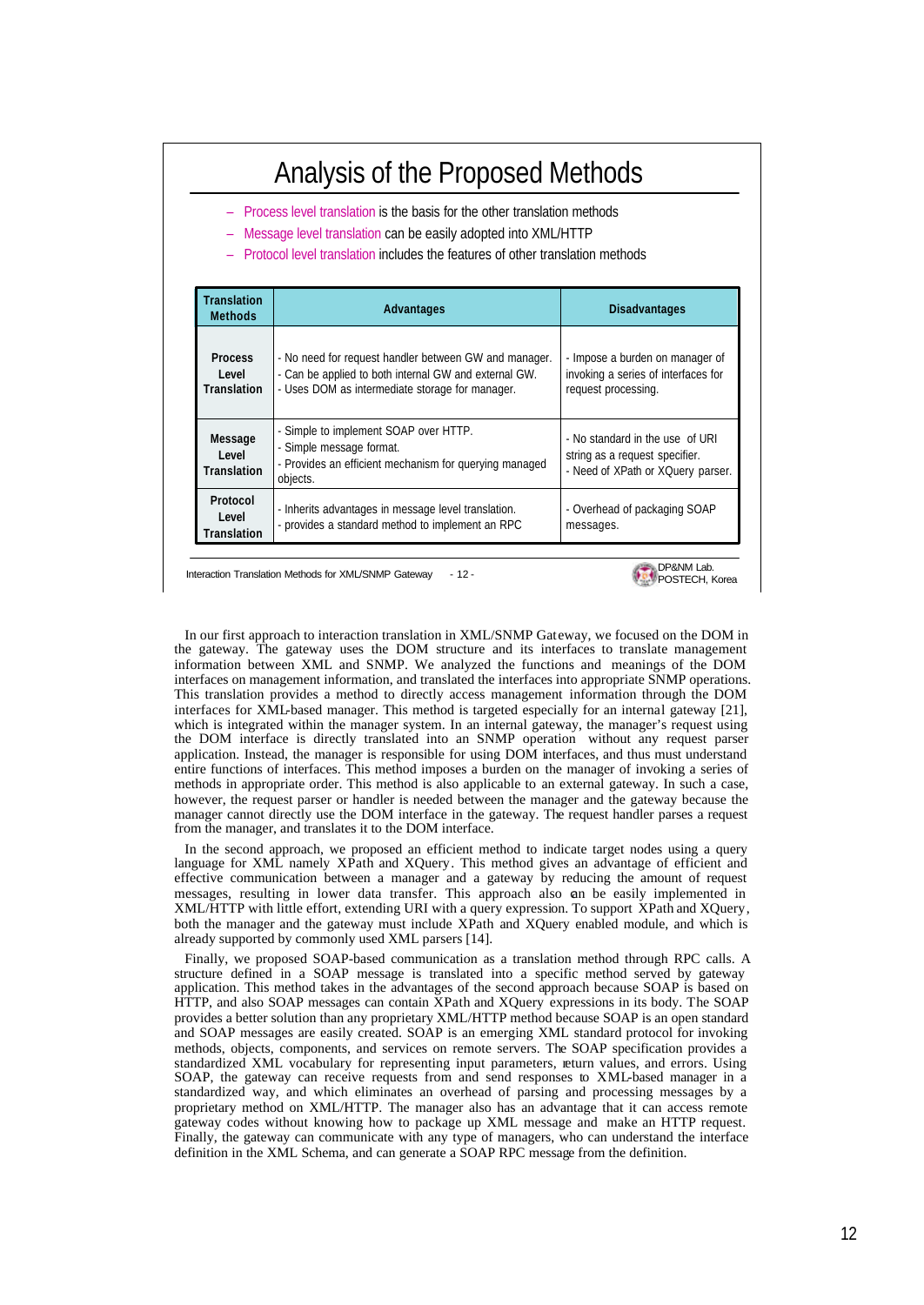## Analysis of the Proposed Methods

- Process level translation is the basis for the other translation methods
- Message level translation can be easily adopted into XML/HTTP
- Protocol level translation includes the features of other translation methods

| Translation Methods | Advantages | Disadvantages |
|---|---|---|
| Process Level Translation | - No need for request handler between GW and manager.<br>- Can be applied to both internal GW and external GW.<br>- Uses DOM as intermediate storage for manager. | - Impose a burden on manager of invoking a series of interfaces for request processing. |
| Message Level Translation | - Simple to implement SOAP over HTTP.<br>- Simple message format.<br>- Provides an efficient mechanism for querying managed objects. | - No standard in the use of URI string as a request specifier.<br>- Need of XPath or XQuery parser. |
| Protocol Level Translation | - Inherits advantages in message level translation.<br>- provides a standard method to implement an RPC | - Overhead of packaging SOAP messages. |

Interaction Translation Methods for XML/SNMP Gateway - 12 - DP&NM Lab. POSTECH, Korea

In our first approach to interaction translation in XML/SNMP Gateway, we focused on the DOM in the gateway. The gateway uses the DOM structure and its interfaces to translate management information between XML and SNMP. We analyzed the functions and meanings of the DOM interfaces on management information, and translated the interfaces into appropriate SNMP operations. This translation provides a method to directly access management information through the DOM interfaces for XML-based manager. This method is targeted especially for an internal gateway [21], which is integrated within the manager system. In an internal gateway, the manager's request using the DOM interface is directly translated into an SNMP operation without any request parser application. Instead, the manager is responsible for using DOM interfaces, and thus must understand entire functions of interfaces. This method imposes a burden on the manager of invoking a series of methods in appropriate order. This method is also applicable to an external gateway. In such a case, however, the request parser or handler is needed between the manager and the gateway because the manager cannot directly use the DOM interface in the gateway. The request handler parses a request from the manager, and translates it to the DOM interface.

In the second approach, we proposed an efficient method to indicate target nodes using a query language for XML namely XPath and XQuery. This method gives an advantage of efficient and effective communication between a manager and a gateway by reducing the amount of request messages, resulting in lower data transfer. This approach also can be easily implemented in XML/HTTP with little effort, extending URI with a query expression. To support XPath and XQuery, both the manager and the gateway must include XPath and XQuery enabled module, and which is already supported by commonly used XML parsers [14].

Finally, we proposed SOAP-based communication as a translation method through RPC calls. A structure defined in a SOAP message is translated into a specific method served by gateway application. This method takes in the advantages of the second approach because SOAP is based on HTTP, and also SOAP messages can contain XPath and XQuery expressions in its body. The SOAP provides a better solution than any proprietary XML/HTTP method because SOAP is an open standard and SOAP messages are easily created. SOAP is an emerging XML standard protocol for invoking methods, objects, components, and services on remote servers. The SOAP specification provides a standardized XML vocabulary for representing input parameters, return values, and errors. Using SOAP, the gateway can receive requests from and send responses to XML-based manager in a standardized way, and which eliminates an overhead of parsing and processing messages by a proprietary method on XML/HTTP. The manager also has an advantage that it can access remote gateway codes without knowing how to package up XML message and make an HTTP request. Finally, the gateway can communicate with any type of managers, who can understand the interface definition in the XML Schema, and can generate a SOAP RPC message from the definition.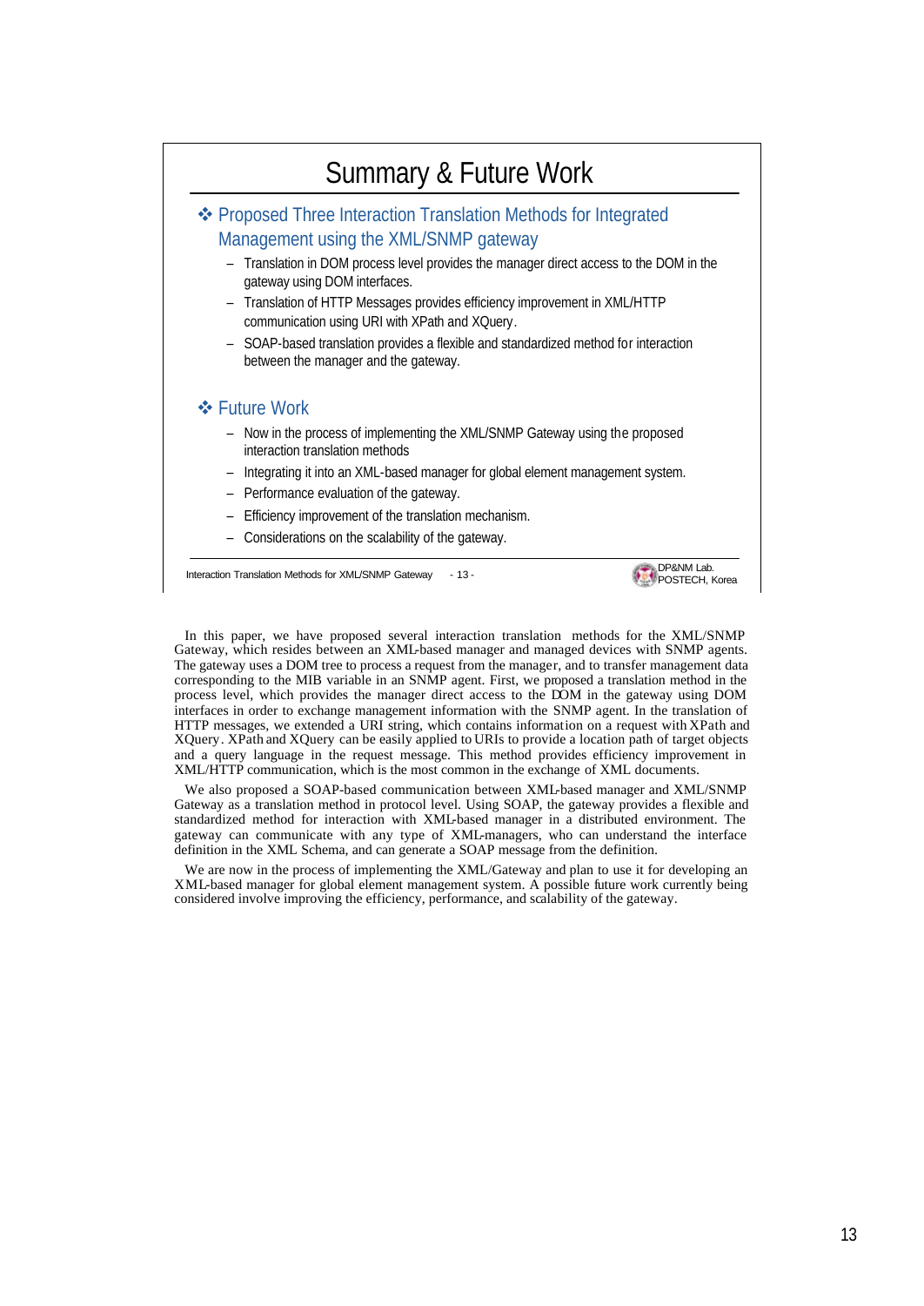## Summary & Future Work

- **Proposed Three Interaction Translation Methods for Integrated Management using the XML/SNMP gateway**
  - Translation in DOM process level provides the manager direct access to the DOM in the gateway using DOM interfaces.
  - Translation of HTTP Messages provides efficiency improvement in XML/HTTP communication using URI with XPath and XQuery.
  - SOAP-based translation provides a flexible and standardized method for interaction between the manager and the gateway.
- **Future Work**
  - Now in the process of implementing the XML/SNMP Gateway using the proposed interaction translation methods
  - Integrating it into an XML-based manager for global element management system.
  - Performance evaluation of the gateway.
  - Efficiency improvement of the translation mechanism.
  - Considerations on the scalability of the gateway.

Interaction Translation Methods for XML/SNMP Gateway - 13 - DP&NM Lab. POSTECH, Korea

In this paper, we have proposed several interaction translation methods for the XML/SNMP Gateway, which resides between an XML-based manager and managed devices with SNMP agents. The gateway uses a DOM tree to process a request from the manager, and to transfer management data corresponding to the MIB variable in an SNMP agent. First, we proposed a translation method in the process level, which provides the manager direct access to the DOM in the gateway using DOM interfaces in order to exchange management information with the SNMP agent. In the translation of HTTP messages, we extended a URI string, which contains information on a request with XPath and XQuery. XPath and XQuery can be easily applied to URIs to provide a location path of target objects and a query language in the request message. This method provides efficiency improvement in XML/HTTP communication, which is the most common in the exchange of XML documents.

We also proposed a SOAP-based communication between XML-based manager and XML/SNMP Gateway as a translation method in protocol level. Using SOAP, the gateway provides a flexible and standardized method for interaction with XML-based manager in a distributed environment. The gateway can communicate with any type of XML-managers, who can understand the interface definition in the XML Schema, and can generate a SOAP message from the definition.

We are now in the process of implementing the XML/Gateway and plan to use it for developing an XML-based manager for global element management system. A possible future work currently being considered involve improving the efficiency, performance, and scalability of the gateway.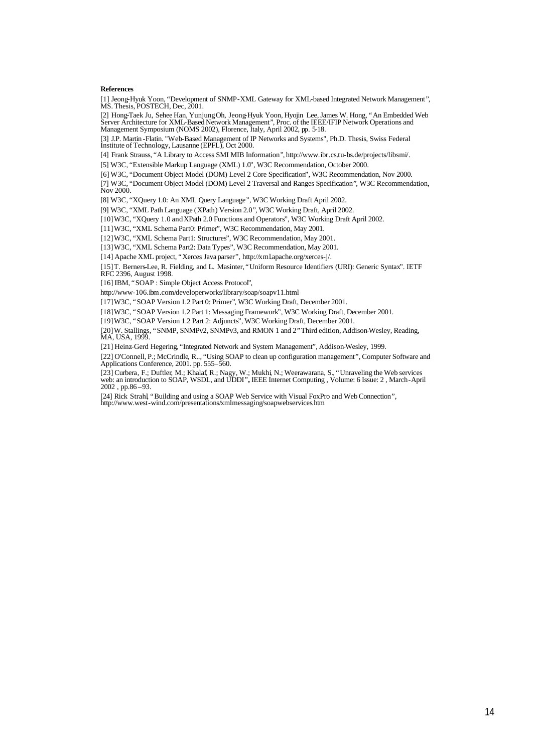**References**

[1] Jeong-Hyuk Yoon, "Development of SNMP-XML Gateway for XML-based Integrated Network Management", MS. Thesis, POSTECH, Dec, 2001.

[2] Hong-Taek Ju, Sehee Han, Yunjung Oh, Jeong-Hyuk Yoon, Hyojin Lee, James W. Hong, "An Embedded Web Server Architecture for XML-Based Network Management", Proc. of the IEEE/IFIP Network Operations and Management Symposium (NOMS 2002), Florence, Italy, April 2002, pp. 5-18.

[3] J.P. Martin-Flatin. "Web-Based Management of IP Networks and Systems", Ph.D. Thesis, Swiss Federal Institute of Technology, Lausanne (EPFL), Oct 2000.

[4] Frank Strauss, "A Library to Access SMI MIB Information", http://www.ibr.cs.tu-bs.de/projects/libsmi/.

[5] W3C, "Extensible Markup Language (XML) 1.0", W3C Recommendation, October 2000.

[6] W3C, "Document Object Model (DOM) Level 2 Core Specification", W3C Recommendation, Nov 2000.

[7] W3C, "Document Object Model (DOM) Level 2 Traversal and Ranges Specification", W3C Recommendation, Nov 2000.

[8] W3C, "XQuery 1.0: An XML Query Language", W3C Working Draft April 2002.

[9] W3C, "XML Path Language (XPath) Version 2.0", W3C Working Draft, April 2002.

[10] W3C, "XQuery 1.0 and XPath 2.0 Functions and Operators", W3C Working Draft April 2002.

[11] W3C, "XML Schema Part0: Primer", W3C Recommendation, May 2001.

[12] W3C, "XML Schema Part1: Structures", W3C Recommendation, May 2001.

[13] W3C, "XML Schema Part2: Data Types", W3C Recommendation, May 2001.

[14] Apache XML project, "Xerces Java parser", http://xml.apache.org/xerces-j/.

[15] T. Berners-Lee, R. Fielding, and L. Masinter, "Uniform Resource Identifiers (URI): Generic Syntax". IETF RFC 2396, August 1998.

[16] IBM, "SOAP : Simple Object Access Protocol",

http://www-106.ibm.com/developerworks/library/soap/soapv11.html

[17] W3C, "SOAP Version 1.2 Part 0: Primer", W3C Working Draft, December 2001.

[18] W3C, "SOAP Version 1.2 Part 1: Messaging Framework", W3C Working Draft, December 2001.

[19] W3C, "SOAP Version 1.2 Part 2: Adjuncts", W3C Working Draft, December 2001.

[20] W. Stallings, "SNMP, SNMPv2, SNMPv3, and RMON 1 and 2" Third edition, Addison-Wesley, Reading, MA, USA, 1999.

[21] Heinz-Gerd Hegering, "Integrated Network and System Management", Addison-Wesley, 1999.

[22] O'Connell, P.; McCrindle, R.., "Using SOAP to clean up configuration management", Computer Software and Applications Conference, 2001. pp. 555–560.

[23] Curbera, F.; Duftler, M.; Khalaf, R.; Nagy, W.; Mukhi, N.; Weerawarana, S., "Unraveling the Web services web: an introduction to SOAP, WSDL, and UDDI", IEEE Internet Computing , Volume: 6 Issue: 2 , March-April 2002 , pp.86–93.

[24] Rick Strahl, "Building and using a SOAP Web Service with Visual FoxPro and Web Connection", http://www.west-wind.com/presentations/xmlmessaging/soapwebservices.htm